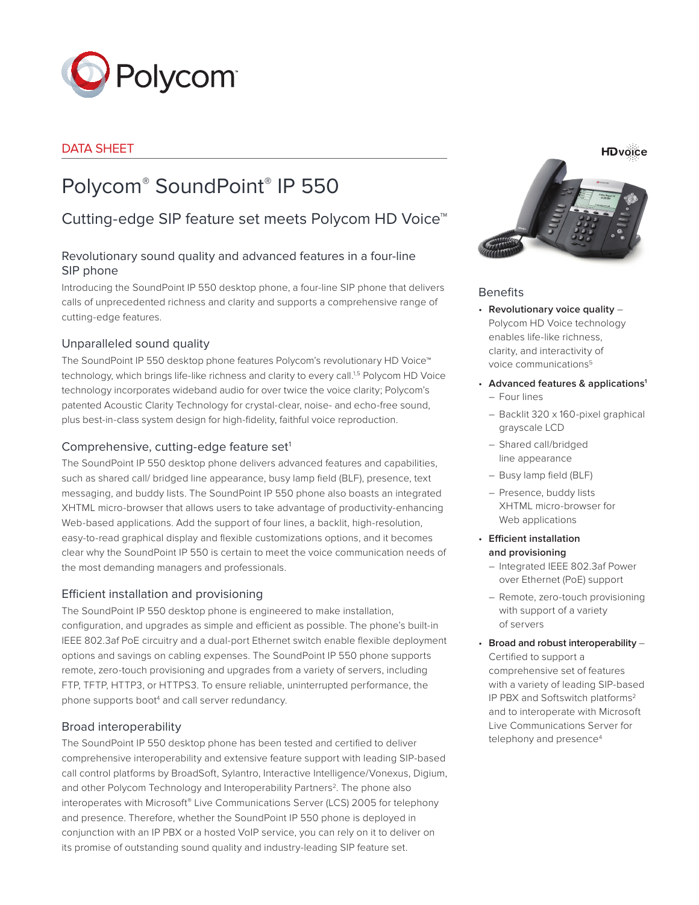Polycom

DATA SHEET

# Polycom® SoundPoint® IP 550

## Cutting-edge SIP feature set meets Polycom HD Voice™

### Revolutionary sound quality and advanced features in a four-line SIP phone

Introducing the SoundPoint IP 550 desktop phone, a four-line SIP phone that delivers calls of unprecedented richness and clarity and supports a comprehensive range of cutting-edge features.

### Unparalleled sound quality

The SoundPoint IP 550 desktop phone features Polycom's revolutionary HD Voice™ technology, which brings life-like richness and clarity to every call.[1,5] Polycom HD Voice technology incorporates wideband audio for over twice the voice clarity; Polycom's patented Acoustic Clarity Technology for crystal-clear, noise- and echo-free sound, plus best-in-class system design for high-fidelity, faithful voice reproduction.

### Comprehensive, cutting-edge feature set[1]

The SoundPoint IP 550 desktop phone delivers advanced features and capabilities, such as shared call/ bridged line appearance, busy lamp field (BLF), presence, text messaging, and buddy lists. The SoundPoint IP 550 phone also boasts an integrated XHTML micro-browser that allows users to take advantage of productivity-enhancing Web-based applications. Add the support of four lines, a backlit, high-resolution, easy-to-read graphical display and flexible customizations options, and it becomes clear why the SoundPoint IP 550 is certain to meet the voice communication needs of the most demanding managers and professionals.

### Efficient installation and provisioning

The SoundPoint IP 550 desktop phone is engineered to make installation, configuration, and upgrades as simple and efficient as possible. The phone's built-in IEEE 802.3af PoE circuitry and a dual-port Ethernet switch enable flexible deployment options and savings on cabling expenses. The SoundPoint IP 550 phone supports remote, zero-touch provisioning and upgrades from a variety of servers, including FTP, TFTP, HTTP3, or HTTPS3. To ensure reliable, uninterrupted performance, the phone supports boot[4] and call server redundancy.

### Broad interoperability

The SoundPoint IP 550 desktop phone has been tested and certified to deliver comprehensive interoperability and extensive feature support with leading SIP-based call control platforms by BroadSoft, Sylantro, Interactive Intelligence/Vonexus, Digium, and other Polycom Technology and Interoperability Partners[2]. The phone also interoperates with Microsoft® Live Communications Server (LCS) 2005 for telephony and presence. Therefore, whether the SoundPoint IP 550 phone is deployed in conjunction with an IP PBX or a hosted VoIP service, you can rely on it to deliver on its promise of outstanding sound quality and industry-leading SIP feature set.

HDvoice

### Benefits

- **Revolutionary voice quality** – Polycom HD Voice technology enables life-like richness, clarity, and interactivity of voice communications[5]
- **Advanced features & applications[1]**
  - Four lines
  - Backlit 320 x 160-pixel graphical grayscale LCD
  - Shared call/bridged line appearance
  - Busy lamp field (BLF)
  - Presence, buddy lists XHTML micro-browser for Web applications
- **Efficient installation and provisioning**
  - Integrated IEEE 802.3af Power over Ethernet (PoE) support
  - Remote, zero-touch provisioning with support of a variety of servers
- **Broad and robust interoperability** – Certified to support a comprehensive set of features with a variety of leading SIP-based IP PBX and Softswitch platforms[2] and to interoperate with Microsoft Live Communications Server for telephony and presence[4]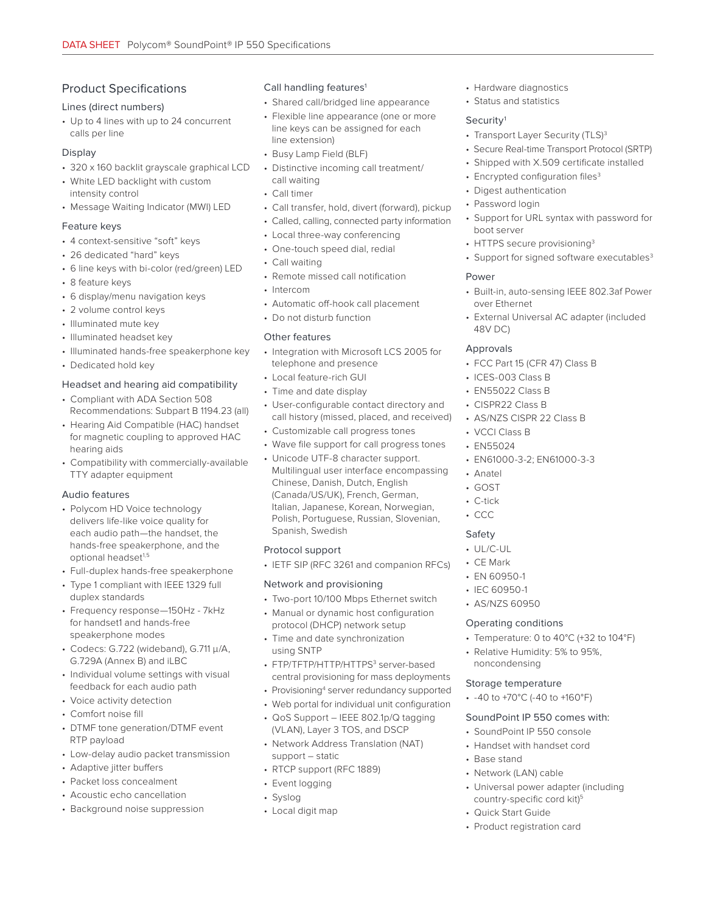## Product Specifications

### Lines (direct numbers)

- Up to 4 lines with up to 24 concurrent calls per line

### Display

- 320 x 160 backlit grayscale graphical LCD
- White LED backlight with custom intensity control
- Message Waiting Indicator (MWI) LED

### Feature keys

- 4 context-sensitive "soft" keys
- 26 dedicated "hard" keys
- 6 line keys with bi-color (red/green) LED
- 8 feature keys
- 6 display/menu navigation keys
- 2 volume control keys
- Illuminated mute key
- Illuminated headset key
- Illuminated hands-free speakerphone key
- Dedicated hold key

### Headset and hearing aid compatibility

- Compliant with ADA Section 508 Recommendations: Subpart B 1194.23 (all)
- Hearing Aid Compatible (HAC) handset for magnetic coupling to approved HAC hearing aids
- Compatibility with commercially-available TTY adapter equipment

### Audio features

- Polycom HD Voice technology delivers life-like voice quality for each audio path—the handset, the hands-free speakerphone, and the optional headset[1,5]
- Full-duplex hands-free speakerphone
- Type 1 compliant with IEEE 1329 full duplex standards
- Frequency response—150Hz - 7kHz for handset1 and hands-free speakerphone modes
- Codecs: G.722 (wideband), G.711 µ/A, G.729A (Annex B) and iLBC
- Individual volume settings with visual feedback for each audio path
- Voice activity detection
- Comfort noise fill
- DTMF tone generation/DTMF event RTP payload
- Low-delay audio packet transmission
- Adaptive jitter buffers
- Packet loss concealment
- Acoustic echo cancellation
- Background noise suppression

### Call handling features[1]

- Shared call/bridged line appearance
- Flexible line appearance (one or more line keys can be assigned for each line extension)
- Busy Lamp Field (BLF)
- Distinctive incoming call treatment/ call waiting
- Call timer
- Call transfer, hold, divert (forward), pickup
- Called, calling, connected party information
- Local three-way conferencing
- One-touch speed dial, redial
- Call waiting
- Remote missed call notification
- Intercom
- Automatic off-hook call placement
- Do not disturb function

### Other features

- Integration with Microsoft LCS 2005 for telephone and presence
- Local feature-rich GUI
- Time and date display
- User-configurable contact directory and call history (missed, placed, and received)
- Customizable call progress tones
- Wave file support for call progress tones
- Unicode UTF-8 character support. Multilingual user interface encompassing Chinese, Danish, Dutch, English (Canada/US/UK), French, German, Italian, Japanese, Korean, Norwegian, Polish, Portuguese, Russian, Slovenian, Spanish, Swedish

### Protocol support

- IETF SIP (RFC 3261 and companion RFCs)

### Network and provisioning

- Two-port 10/100 Mbps Ethernet switch
- Manual or dynamic host configuration protocol (DHCP) network setup
- Time and date synchronization using SNTP
- FTP/TFTP/HTTP/HTTPS[3] server-based central provisioning for mass deployments
- Provisioning[4] server redundancy supported
- Web portal for individual unit configuration
- QoS Support – IEEE 802.1p/Q tagging (VLAN), Layer 3 TOS, and DSCP
- Network Address Translation (NAT) support – static
- RTCP support (RFC 1889)
- Event logging
- Syslog
- Local digit map
- Hardware diagnostics
- Status and statistics

### Security[1]

- Transport Layer Security (TLS)[3]
- Secure Real-time Transport Protocol (SRTP)
- Shipped with X.509 certificate installed
- Encrypted configuration files[3]
- Digest authentication
- Password login
- Support for URL syntax with password for boot server
- HTTPS secure provisioning[3]
- Support for signed software executables[3]

### Power

- Built-in, auto-sensing IEEE 802.3af Power over Ethernet
- External Universal AC adapter (included 48V DC)

### Approvals

- FCC Part 15 (CFR 47) Class B
- ICES-003 Class B
- EN55022 Class B
- CISPR22 Class B
- AS/NZS CISPR 22 Class B
- VCCI Class B
- EN55024
- EN61000-3-2; EN61000-3-3
- Anatel
- GOST
- C-tick
- CCC

### Safety

- UL/C-UL
- CE Mark
- EN 60950-1
- IEC 60950-1
- AS/NZS 60950

### Operating conditions

- Temperature: 0 to 40°C (+32 to 104°F)
- Relative Humidity: 5% to 95%, noncondensing

### Storage temperature

- -40 to +70°C (-40 to +160°F)

### SoundPoint IP 550 comes with:

- SoundPoint IP 550 console
- Handset with handset cord
- Base stand
- Network (LAN) cable
- Universal power adapter (including country-specific cord kit)[5]
- Quick Start Guide
- Product registration card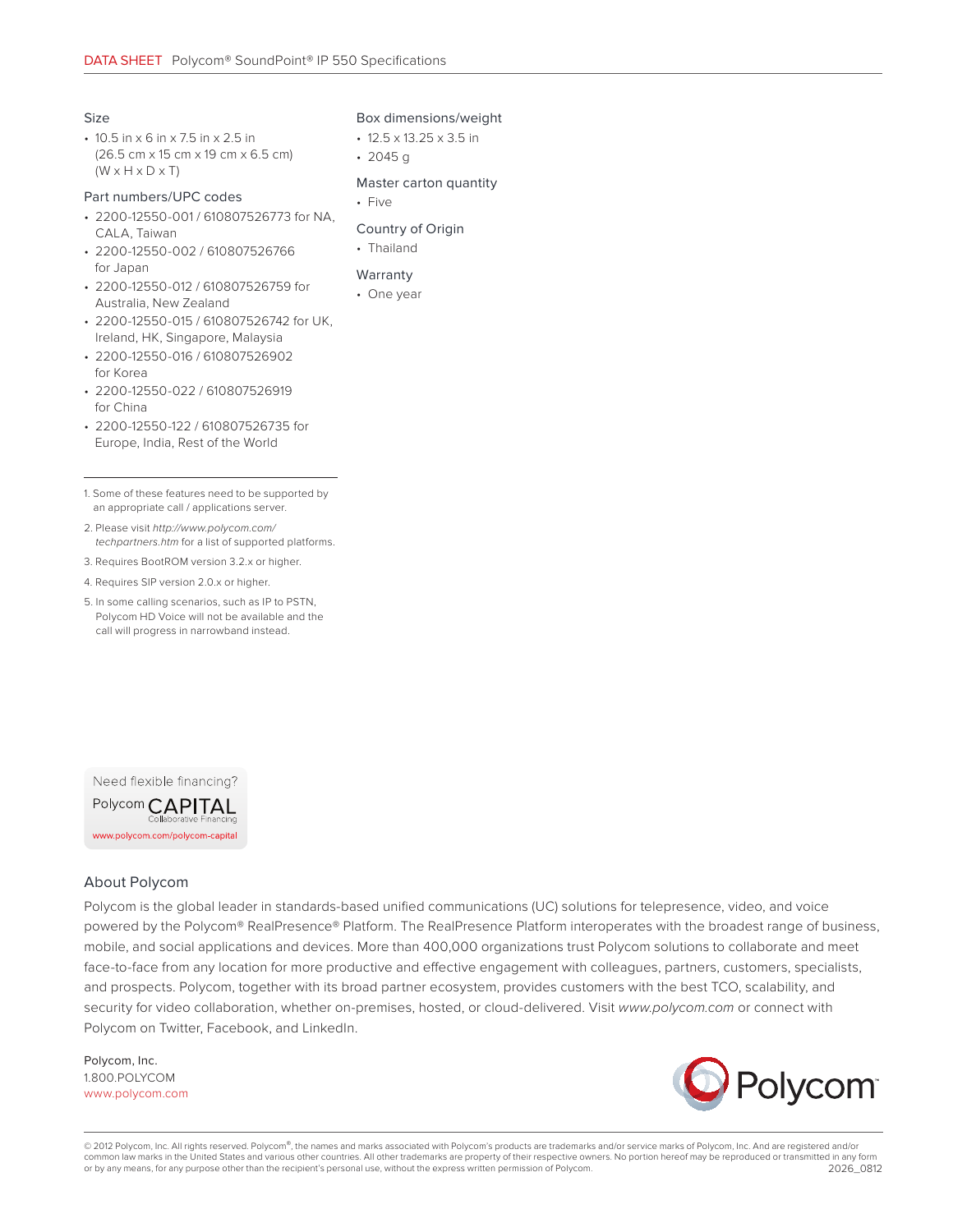### Size

- 10.5 in x 6 in x 7.5 in x 2.5 in (26.5 cm x 15 cm x 19 cm x 6.5 cm) (W x H x D x T)

### Part numbers/UPC codes

- 2200-12550-001 / 610807526773 for NA, CALA, Taiwan
- 2200-12550-002 / 610807526766 for Japan
- 2200-12550-012 / 610807526759 for Australia, New Zealand
- 2200-12550-015 / 610807526742 for UK, Ireland, HK, Singapore, Malaysia
- 2200-12550-016 / 610807526902 for Korea
- 2200-12550-022 / 610807526919 for China
- 2200-12550-122 / 610807526735 for Europe, India, Rest of the World

### Box dimensions/weight

- 12.5 x 13.25 x 3.5 in
- 2045 g

### Master carton quantity

- Five

### Country of Origin

- Thailand

### Warranty

- One year

---

1. Some of these features need to be supported by an appropriate call / applications server.
2. Please visit *http://www.polycom.com/techpartners.htm* for a list of supported platforms.
3. Requires BootROM version 3.2.x or higher.
4. Requires SIP version 2.0.x or higher.
5. In some calling scenarios, such as IP to PSTN, Polycom HD Voice will not be available and the call will progress in narrowband instead.

Need flexible financing?
Polycom CAPITAL
Collaborative Financing
www.polycom.com/polycom-capital

## About Polycom

Polycom is the global leader in standards-based unified communications (UC) solutions for telepresence, video, and voice powered by the Polycom® RealPresence® Platform. The RealPresence Platform interoperates with the broadest range of business, mobile, and social applications and devices. More than 400,000 organizations trust Polycom solutions to collaborate and meet face-to-face from any location for more productive and effective engagement with colleagues, partners, customers, specialists, and prospects. Polycom, together with its broad partner ecosystem, provides customers with the best TCO, scalability, and security for video collaboration, whether on-premises, hosted, or cloud-delivered. Visit *www.polycom.com* or connect with Polycom on Twitter, Facebook, and LinkedIn.

Polycom, Inc.
1.800.POLYCOM
www.polycom.com

© 2012 Polycom, Inc. All rights reserved. Polycom®, the names and marks associated with Polycom's products are trademarks and/or service marks of Polycom, Inc. And are registered and/or common law marks in the United States and various other countries. All other trademarks are property of their respective owners. No portion hereof may be reproduced or transmitted in any form or by any means, for any purpose other than the recipient's personal use, without the express written permission of Polycom. 2026_0812